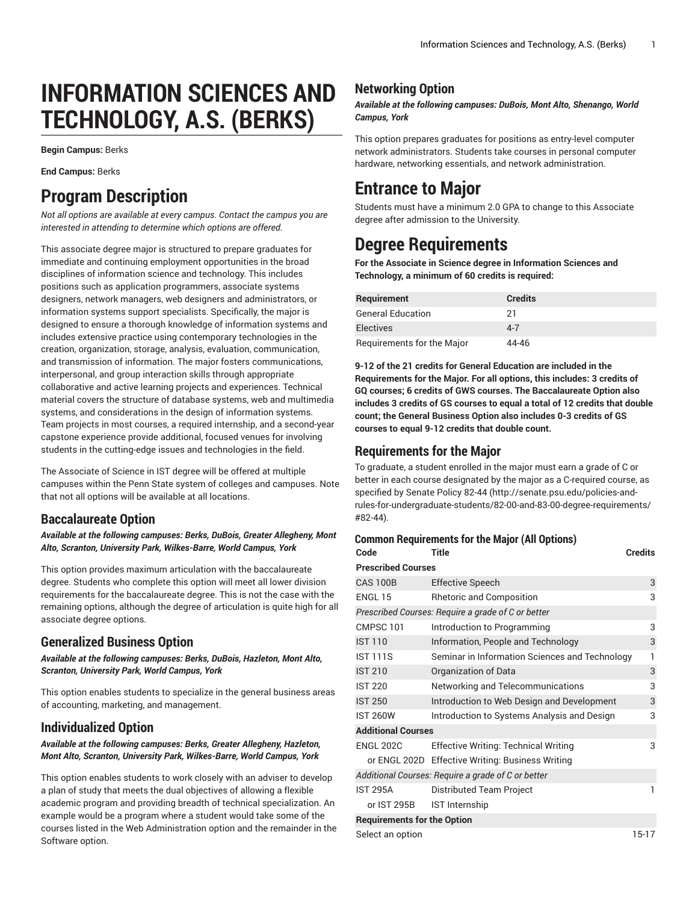# INFORMATION SCIENCES AND TECHNOLOGY, A.S. (BERKS)

**Begin Campus:** Berks

**End Campus:** Berks

# Program Description

*Not all options are available at every campus. Contact the campus you are interested in attending to determine which options are offered.*

This associate degree major is structured to prepare graduates for immediate and continuing employment opportunities in the broad disciplines of information science and technology. This includes positions such as application programmers, associate systems designers, network managers, web designers and administrators, or information systems support specialists. Specifically, the major is designed to ensure a thorough knowledge of information systems and includes extensive practice using contemporary technologies in the creation, organization, storage, analysis, evaluation, communication, and transmission of information. The major fosters communications, interpersonal, and group interaction skills through appropriate collaborative and active learning projects and experiences. Technical material covers the structure of database systems, web and multimedia systems, and considerations in the design of information systems. Team projects in most courses, a required internship, and a second-year capstone experience provide additional, focused venues for involving students in the cutting-edge issues and technologies in the field.

The Associate of Science in IST degree will be offered at multiple campuses within the Penn State system of colleges and campuses. Note that not all options will be available at all locations.

## Baccalaureate Option

***Available at the following campuses: Berks, DuBois, Greater Allegheny, Mont Alto, Scranton, University Park, Wilkes-Barre, World Campus, York***

This option provides maximum articulation with the baccalaureate degree. Students who complete this option will meet all lower division requirements for the baccalaureate degree. This is not the case with the remaining options, although the degree of articulation is quite high for all associate degree options.

## Generalized Business Option

***Available at the following campuses: Berks, DuBois, Hazleton, Mont Alto, Scranton, University Park, World Campus, York***

This option enables students to specialize in the general business areas of accounting, marketing, and management.

## Individualized Option

***Available at the following campuses: Berks, Greater Allegheny, Hazleton, Mont Alto, Scranton, University Park, Wilkes-Barre, World Campus, York***

This option enables students to work closely with an adviser to develop a plan of study that meets the dual objectives of allowing a flexible academic program and providing breadth of technical specialization. An example would be a program where a student would take some of the courses listed in the Web Administration option and the remainder in the Software option.

## Networking Option

***Available at the following campuses: DuBois, Mont Alto, Shenango, World Campus, York***

This option prepares graduates for positions as entry-level computer network administrators. Students take courses in personal computer hardware, networking essentials, and network administration.

# Entrance to Major

Students must have a minimum 2.0 GPA to change to this Associate degree after admission to the University.

# Degree Requirements

**For the Associate in Science degree in Information Sciences and Technology, a minimum of 60 credits is required:**

| Requirement | Credits |
|---|---|
| General Education | 21 |
| Electives | 4-7 |
| Requirements for the Major | 44-46 |

**9-12 of the 21 credits for General Education are included in the Requirements for the Major. For all options, this includes: 3 credits of GQ courses; 6 credits of GWS courses. The Baccalaureate Option also includes 3 credits of GS courses to equal a total of 12 credits that double count; the General Business Option also includes 0-3 credits of GS courses to equal 9-12 credits that double count.**

## Requirements for the Major

To graduate, a student enrolled in the major must earn a grade of C or better in each course designated by the major as a C-required course, as specified by Senate Policy 82-44 (http://senate.psu.edu/policies-and-rules-for-undergraduate-students/82-00-and-83-00-degree-requirements/#82-44).

### Common Requirements for the Major (All Options)

| Code | Title | Credits |
|---|---|---|
| **Prescribed Courses** | | |
| CAS 100B | Effective Speech | 3 |
| ENGL 15 | Rhetoric and Composition | 3 |
| *Prescribed Courses: Require a grade of C or better* | | |
| CMPSC 101 | Introduction to Programming | 3 |
| IST 110 | Information, People and Technology | 3 |
| IST 111S | Seminar in Information Sciences and Technology | 1 |
| IST 210 | Organization of Data | 3 |
| IST 220 | Networking and Telecommunications | 3 |
| IST 250 | Introduction to Web Design and Development | 3 |
| IST 260W | Introduction to Systems Analysis and Design | 3 |
| **Additional Courses** | | |
| ENGL 202C | Effective Writing: Technical Writing | 3 |
| or ENGL 202D | Effective Writing: Business Writing | |
| *Additional Courses: Require a grade of C or better* | | |
| IST 295A | Distributed Team Project | 1 |
| or IST 295B | IST Internship | |
| **Requirements for the Option** | | |
| Select an option | | 15-17 |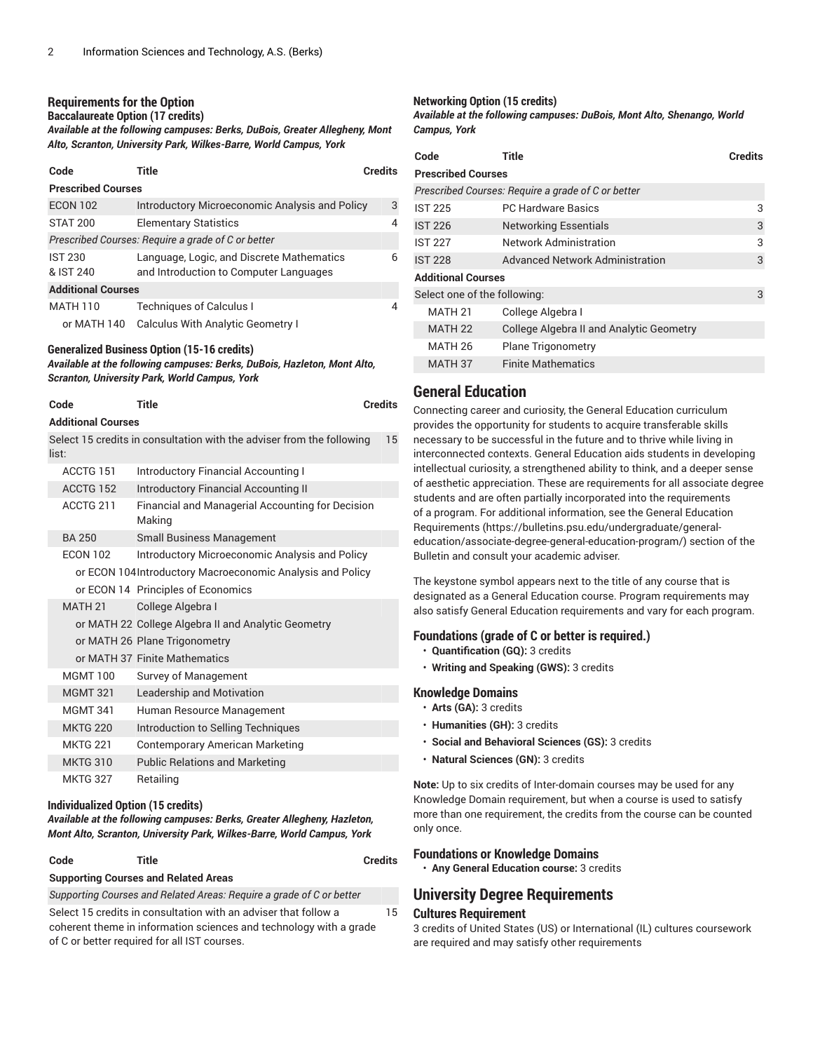## Requirements for the Option

### Baccalaureate Option (17 credits)

***Available at the following campuses: Berks, DuBois, Greater Allegheny, Mont Alto, Scranton, University Park, Wilkes-Barre, World Campus, York***

| Code | Title | Credits |
|---|---|---|
| **Prescribed Courses** | | |
| ECON 102 | Introductory Microeconomic Analysis and Policy | 3 |
| STAT 200 | Elementary Statistics | 4 |
| *Prescribed Courses: Require a grade of C or better* | | |
| IST 230 & IST 240 | Language, Logic, and Discrete Mathematics and Introduction to Computer Languages | 6 |
| **Additional Courses** | | |
| MATH 110 | Techniques of Calculus I | 4 |
| or MATH 140 | Calculus With Analytic Geometry I | |

### Generalized Business Option (15-16 credits)

***Available at the following campuses: Berks, DuBois, Hazleton, Mont Alto, Scranton, University Park, World Campus, York***

| Code | Title | Credits |
|---|---|---|
| **Additional Courses** | | |
| Select 15 credits in consultation with the adviser from the following list: | | 15 |
| ACCTG 151 | Introductory Financial Accounting I | |
| ACCTG 152 | Introductory Financial Accounting II | |
| ACCTG 211 | Financial and Managerial Accounting for Decision Making | |
| BA 250 | Small Business Management | |
| ECON 102 | Introductory Microeconomic Analysis and Policy | |
| or ECON 104 | Introductory Macroeconomic Analysis and Policy | |
| or ECON 14 | Principles of Economics | |
| MATH 21 | College Algebra I | |
| or MATH 22 | College Algebra II and Analytic Geometry | |
| or MATH 26 | Plane Trigonometry | |
| or MATH 37 | Finite Mathematics | |
| MGMT 100 | Survey of Management | |
| MGMT 321 | Leadership and Motivation | |
| MGMT 341 | Human Resource Management | |
| MKTG 220 | Introduction to Selling Techniques | |
| MKTG 221 | Contemporary American Marketing | |
| MKTG 310 | Public Relations and Marketing | |
| MKTG 327 | Retailing | |

### Individualized Option (15 credits)

***Available at the following campuses: Berks, Greater Allegheny, Hazleton, Mont Alto, Scranton, University Park, Wilkes-Barre, World Campus, York***

| Code | Title | Credits |
|---|---|---|
| **Supporting Courses and Related Areas** | | |
| *Supporting Courses and Related Areas: Require a grade of C or better* | | |
| Select 15 credits in consultation with an adviser that follow a coherent theme in information sciences and technology with a grade of C or better required for all IST courses. | | 15 |

### Networking Option (15 credits)

***Available at the following campuses: DuBois, Mont Alto, Shenango, World Campus, York***

| Code | Title | Credits |
|---|---|---|
| **Prescribed Courses** | | |
| *Prescribed Courses: Require a grade of C or better* | | |
| IST 225 | PC Hardware Basics | 3 |
| IST 226 | Networking Essentials | 3 |
| IST 227 | Network Administration | 3 |
| IST 228 | Advanced Network Administration | 3 |
| **Additional Courses** | | |
| Select one of the following: | | 3 |
| MATH 21 | College Algebra I | |
| MATH 22 | College Algebra II and Analytic Geometry | |
| MATH 26 | Plane Trigonometry | |
| MATH 37 | Finite Mathematics | |

## General Education

Connecting career and curiosity, the General Education curriculum provides the opportunity for students to acquire transferable skills necessary to be successful in the future and to thrive while living in interconnected contexts. General Education aids students in developing intellectual curiosity, a strengthened ability to think, and a deeper sense of aesthetic appreciation. These are requirements for all associate degree students and are often partially incorporated into the requirements of a program. For additional information, see the General Education Requirements (https://bulletins.psu.edu/undergraduate/general-education/associate-degree-general-education-program/) section of the Bulletin and consult your academic adviser.

The keystone symbol appears next to the title of any course that is designated as a General Education course. Program requirements may also satisfy General Education requirements and vary for each program.

### Foundations (grade of C or better is required.)

- **Quantification (GQ):** 3 credits
- **Writing and Speaking (GWS):** 3 credits

### Knowledge Domains

- **Arts (GA):** 3 credits
- **Humanities (GH):** 3 credits
- **Social and Behavioral Sciences (GS):** 3 credits
- **Natural Sciences (GN):** 3 credits

**Note:** Up to six credits of Inter-domain courses may be used for any Knowledge Domain requirement, but when a course is used to satisfy more than one requirement, the credits from the course can be counted only once.

### Foundations or Knowledge Domains

- **Any General Education course:** 3 credits

## University Degree Requirements

### Cultures Requirement

3 credits of United States (US) or International (IL) cultures coursework are required and may satisfy other requirements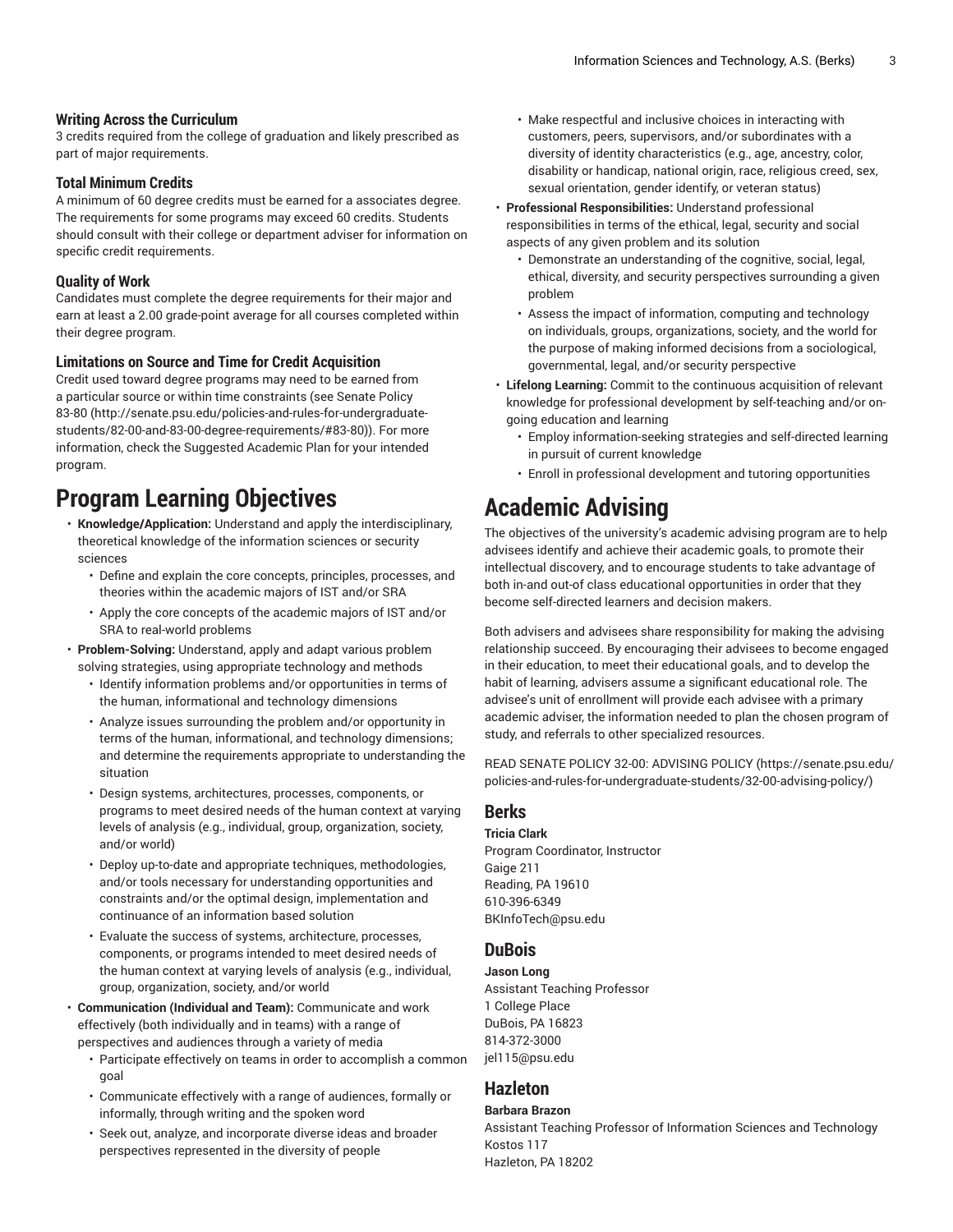### Writing Across the Curriculum

3 credits required from the college of graduation and likely prescribed as part of major requirements.

### Total Minimum Credits

A minimum of 60 degree credits must be earned for a associates degree. The requirements for some programs may exceed 60 credits. Students should consult with their college or department adviser for information on specific credit requirements.

### Quality of Work

Candidates must complete the degree requirements for their major and earn at least a 2.00 grade-point average for all courses completed within their degree program.

### Limitations on Source and Time for Credit Acquisition

Credit used toward degree programs may need to be earned from a particular source or within time constraints (see Senate Policy 83-80 (http://senate.psu.edu/policies-and-rules-for-undergraduate-students/82-00-and-83-00-degree-requirements/#83-80)). For more information, check the Suggested Academic Plan for your intended program.

# Program Learning Objectives

- **Knowledge/Application:** Understand and apply the interdisciplinary, theoretical knowledge of the information sciences or security sciences
  - Define and explain the core concepts, principles, processes, and theories within the academic majors of IST and/or SRA
  - Apply the core concepts of the academic majors of IST and/or SRA to real-world problems
- **Problem-Solving:** Understand, apply and adapt various problem solving strategies, using appropriate technology and methods
  - Identify information problems and/or opportunities in terms of the human, informational and technology dimensions
  - Analyze issues surrounding the problem and/or opportunity in terms of the human, informational, and technology dimensions; and determine the requirements appropriate to understanding the situation
  - Design systems, architectures, processes, components, or programs to meet desired needs of the human context at varying levels of analysis (e.g., individual, group, organization, society, and/or world)
  - Deploy up-to-date and appropriate techniques, methodologies, and/or tools necessary for understanding opportunities and constraints and/or the optimal design, implementation and continuance of an information based solution
  - Evaluate the success of systems, architecture, processes, components, or programs intended to meet desired needs of the human context at varying levels of analysis (e.g., individual, group, organization, society, and/or world
- **Communication (Individual and Team):** Communicate and work effectively (both individually and in teams) with a range of perspectives and audiences through a variety of media
  - Participate effectively on teams in order to accomplish a common goal
  - Communicate effectively with a range of audiences, formally or informally, through writing and the spoken word
  - Seek out, analyze, and incorporate diverse ideas and broader perspectives represented in the diversity of people
  - Make respectful and inclusive choices in interacting with customers, peers, supervisors, and/or subordinates with a diversity of identity characteristics (e.g., age, ancestry, color, disability or handicap, national origin, race, religious creed, sex, sexual orientation, gender identify, or veteran status)
- **Professional Responsibilities:** Understand professional responsibilities in terms of the ethical, legal, security and social aspects of any given problem and its solution
  - Demonstrate an understanding of the cognitive, social, legal, ethical, diversity, and security perspectives surrounding a given problem
  - Assess the impact of information, computing and technology on individuals, groups, organizations, society, and the world for the purpose of making informed decisions from a sociological, governmental, legal, and/or security perspective
- **Lifelong Learning:** Commit to the continuous acquisition of relevant knowledge for professional development by self-teaching and/or on-going education and learning
  - Employ information-seeking strategies and self-directed learning in pursuit of current knowledge
  - Enroll in professional development and tutoring opportunities

# Academic Advising

The objectives of the university's academic advising program are to help advisees identify and achieve their academic goals, to promote their intellectual discovery, and to encourage students to take advantage of both in-and out-of class educational opportunities in order that they become self-directed learners and decision makers.

Both advisers and advisees share responsibility for making the advising relationship succeed. By encouraging their advisees to become engaged in their education, to meet their educational goals, and to develop the habit of learning, advisers assume a significant educational role. The advisee's unit of enrollment will provide each advisee with a primary academic adviser, the information needed to plan the chosen program of study, and referrals to other specialized resources.

READ SENATE POLICY 32-00: ADVISING POLICY (https://senate.psu.edu/policies-and-rules-for-undergraduate-students/32-00-advising-policy/)

## Berks

**Tricia Clark**
Program Coordinator, Instructor
Gaige 211
Reading, PA 19610
610-396-6349
BKInfoTech@psu.edu

## DuBois

**Jason Long**
Assistant Teaching Professor
1 College Place
DuBois, PA 16823
814-372-3000
jel115@psu.edu

## Hazleton

**Barbara Brazon**
Assistant Teaching Professor of Information Sciences and Technology
Kostos 117
Hazleton, PA 18202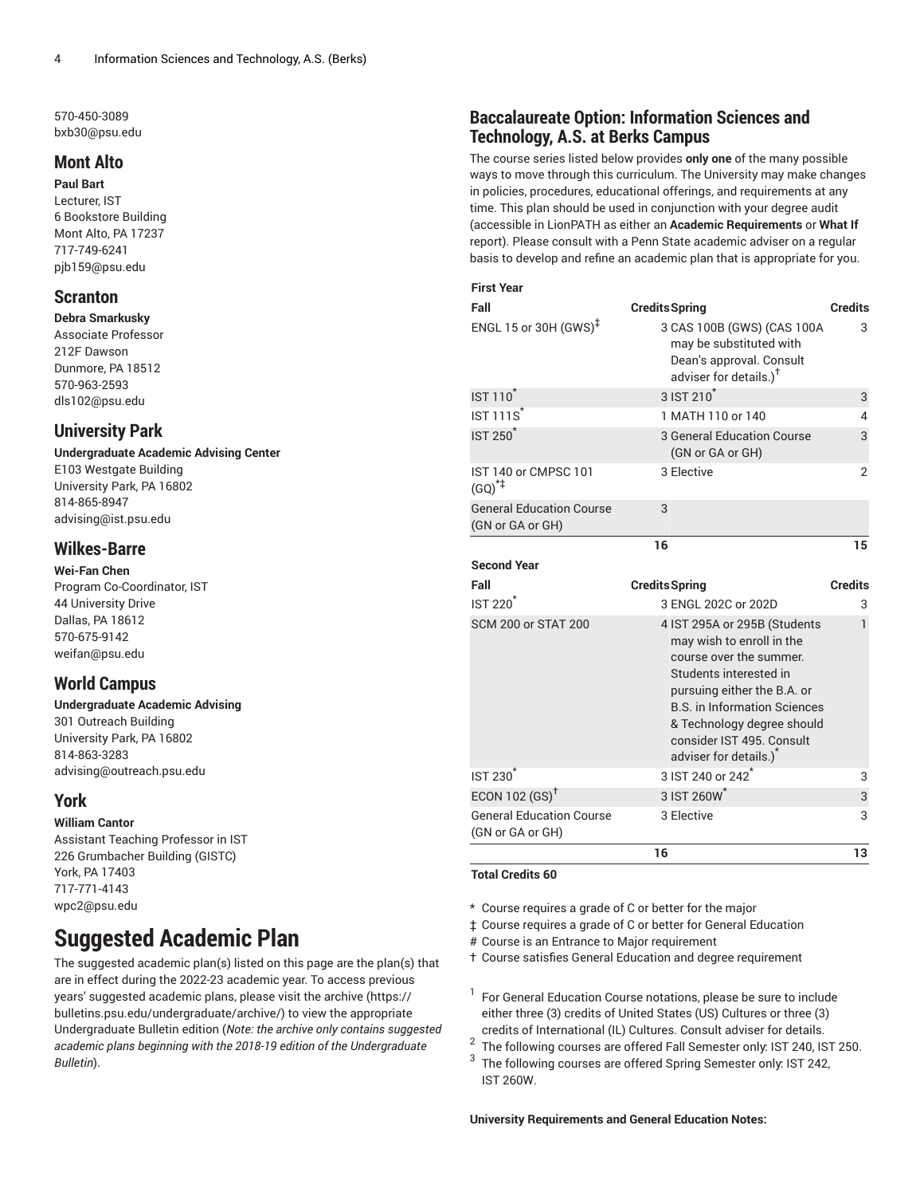570-450-3089
bxb30@psu.edu

## Mont Alto

**Paul Bart**
Lecturer, IST
6 Bookstore Building
Mont Alto, PA 17237
717-749-6241
pjb159@psu.edu

## Scranton

**Debra Smarkusky**
Associate Professor
212F Dawson
Dunmore, PA 18512
570-963-2593
dls102@psu.edu

## University Park

**Undergraduate Academic Advising Center**
E103 Westgate Building
University Park, PA 16802
814-865-8947
advising@ist.psu.edu

## Wilkes-Barre

**Wei-Fan Chen**
Program Co-Coordinator, IST
44 University Drive
Dallas, PA 18612
570-675-9142
weifan@psu.edu

## World Campus

**Undergraduate Academic Advising**
301 Outreach Building
University Park, PA 16802
814-863-3283
advising@outreach.psu.edu

## York

**William Cantor**
Assistant Teaching Professor in IST
226 Grumbacher Building (GISTC)
York, PA 17403
717-771-4143
wpc2@psu.edu

# Suggested Academic Plan

The suggested academic plan(s) listed on this page are the plan(s) that are in effect during the 2022-23 academic year. To access previous years' suggested academic plans, please visit the archive (https://bulletins.psu.edu/undergraduate/archive/) to view the appropriate Undergraduate Bulletin edition (*Note: the archive only contains suggested academic plans beginning with the 2018-19 edition of the Undergraduate Bulletin*).

## Baccalaureate Option: Information Sciences and Technology, A.S. at Berks Campus

The course series listed below provides **only one** of the many possible ways to move through this curriculum. The University may make changes in policies, procedures, educational offerings, and requirements at any time. This plan should be used in conjunction with your degree audit (accessible in LionPATH as either an **Academic Requirements** or **What If** report). Please consult with a Penn State academic adviser on a regular basis to develop and refine an academic plan that is appropriate for you.

**First Year**

| Fall | Credits | Spring | Credits |
|---|---|---|---|
| ENGL 15 or 30H (GWS)‡ | 3 | CAS 100B (GWS) (CAS 100A may be substituted with Dean's approval. Consult adviser for details.)† | 3 |
| IST 110* | 3 | IST 210* | 3 |
| IST 111S* | 1 | MATH 110 or 140 | 4 |
| IST 250* | 3 | General Education Course (GN or GA or GH) | 3 |
| IST 140 or CMPSC 101 (GQ)*‡ | 3 | Elective | 2 |
| General Education Course (GN or GA or GH) | 3 | | |
| | 16 | | 15 |

**Second Year**

| Fall | Credits | Spring | Credits |
|---|---|---|---|
| IST 220* | 3 | ENGL 202C or 202D | 3 |
| SCM 200 or STAT 200 | 4 | IST 295A or 295B (Students may wish to enroll in the course over the summer. Students interested in pursuing either the B.A. or B.S. in Information Sciences & Technology degree should consider IST 495. Consult adviser for details.)* | 1 |
| IST 230* | 3 | IST 240 or 242* | 3 |
| ECON 102 (GS)† | 3 | IST 260W* | 3 |
| General Education Course (GN or GA or GH) | 3 | Elective | 3 |
| | 16 | | 13 |

**Total Credits 60**

\* Course requires a grade of C or better for the major
‡ Course requires a grade of C or better for General Education
\# Course is an Entrance to Major requirement
† Course satisfies General Education and degree requirement

[1] For General Education Course notations, please be sure to include either three (3) credits of United States (US) Cultures or three (3) credits of International (IL) Cultures. Consult adviser for details.
[2] The following courses are offered Fall Semester only: IST 240, IST 250.
[3] The following courses are offered Spring Semester only: IST 242, IST 260W.

**University Requirements and General Education Notes:**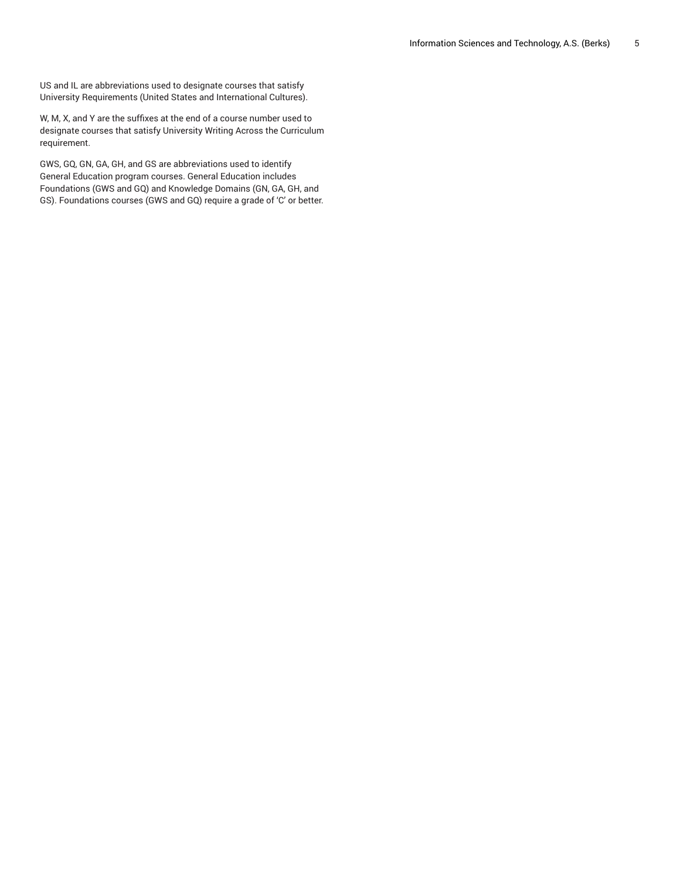US and IL are abbreviations used to designate courses that satisfy University Requirements (United States and International Cultures).

W, M, X, and Y are the suffixes at the end of a course number used to designate courses that satisfy University Writing Across the Curriculum requirement.

GWS, GQ, GN, GA, GH, and GS are abbreviations used to identify General Education program courses. General Education includes Foundations (GWS and GQ) and Knowledge Domains (GN, GA, GH, and GS). Foundations courses (GWS and GQ) require a grade of 'C' or better.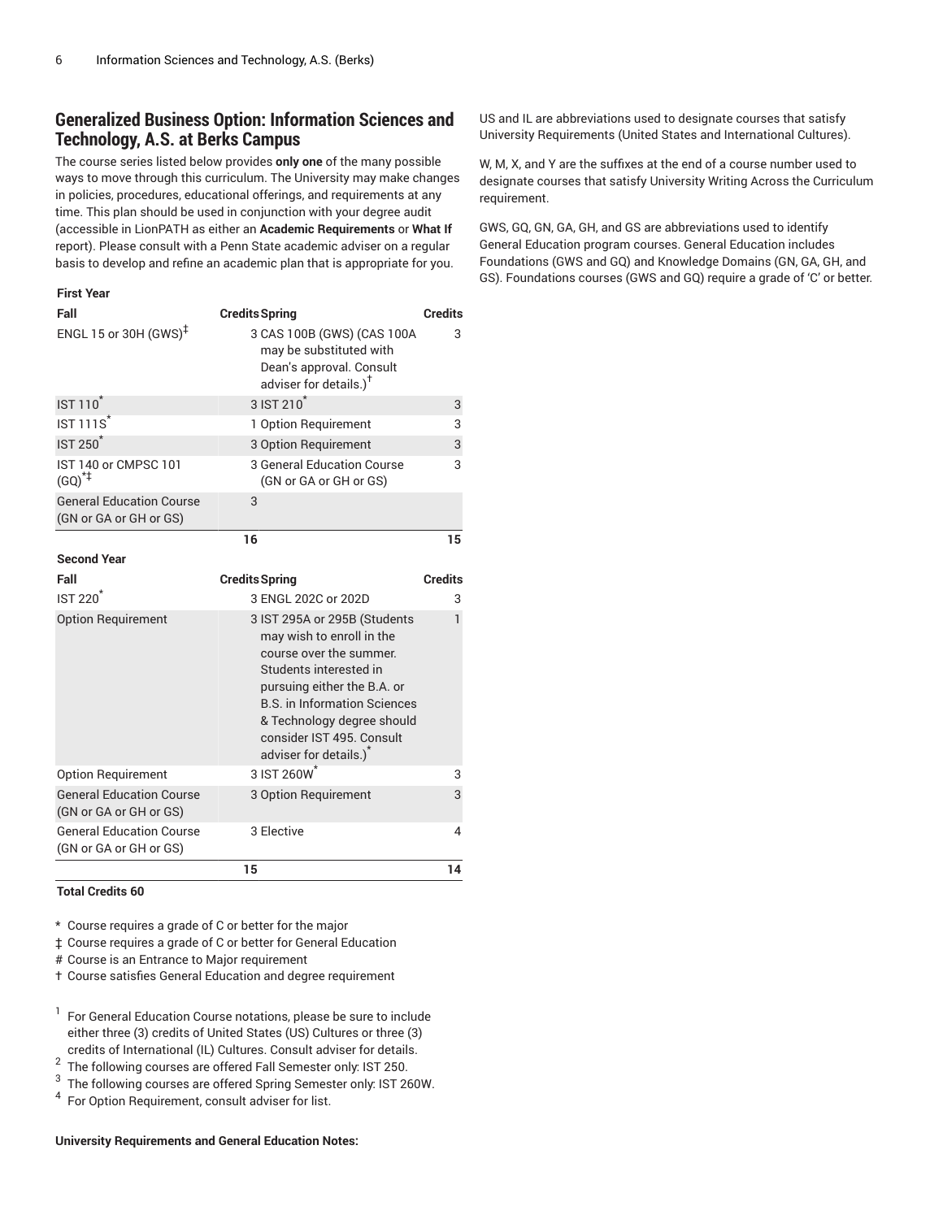## Generalized Business Option: Information Sciences and Technology, A.S. at Berks Campus

The course series listed below provides **only one** of the many possible ways to move through this curriculum. The University may make changes in policies, procedures, educational offerings, and requirements at any time. This plan should be used in conjunction with your degree audit (accessible in LionPATH as either an **Academic Requirements** or **What If** report). Please consult with a Penn State academic adviser on a regular basis to develop and refine an academic plan that is appropriate for you.

**First Year**

| Fall | Credits | Spring | Credits |
|---|---|---|---|
| ENGL 15 or 30H (GWS)‡ | 3 | CAS 100B (GWS) (CAS 100A may be substituted with Dean's approval. Consult adviser for details.)† | 3 |
| IST 110* | 3 | IST 210* | 3 |
| IST 111S* | 1 | Option Requirement | 3 |
| IST 250* | 3 | Option Requirement | 3 |
| IST 140 or CMPSC 101 (GQ)*‡ | 3 | General Education Course (GN or GA or GH or GS) | 3 |
| General Education Course (GN or GA or GH or GS) | 3 | | |
| | 16 | | 15 |

**Second Year**

| Fall | Credits | Spring | Credits |
|---|---|---|---|
| IST 220* | 3 | ENGL 202C or 202D | 3 |
| Option Requirement | 3 | IST 295A or 295B (Students may wish to enroll in the course over the summer. Students interested in pursuing either the B.A. or B.S. in Information Sciences & Technology degree should consider IST 495. Consult adviser for details.)* | 1 |
| Option Requirement | 3 | IST 260W* | 3 |
| General Education Course (GN or GA or GH or GS) | 3 | Option Requirement | 3 |
| General Education Course (GN or GA or GH or GS) | 3 | Elective | 4 |
| | 15 | | 14 |

**Total Credits 60**

\* Course requires a grade of C or better for the major

‡ Course requires a grade of C or better for General Education

\# Course is an Entrance to Major requirement

† Course satisfies General Education and degree requirement

[1] For General Education Course notations, please be sure to include either three (3) credits of United States (US) Cultures or three (3) credits of International (IL) Cultures. Consult adviser for details.

[2] The following courses are offered Fall Semester only: IST 250.

[3] The following courses are offered Spring Semester only: IST 260W.

[4] For Option Requirement, consult adviser for list.

**University Requirements and General Education Notes:**

US and IL are abbreviations used to designate courses that satisfy University Requirements (United States and International Cultures).

W, M, X, and Y are the suffixes at the end of a course number used to designate courses that satisfy University Writing Across the Curriculum requirement.

GWS, GQ, GN, GA, GH, and GS are abbreviations used to identify General Education program courses. General Education includes Foundations (GWS and GQ) and Knowledge Domains (GN, GA, GH, and GS). Foundations courses (GWS and GQ) require a grade of 'C' or better.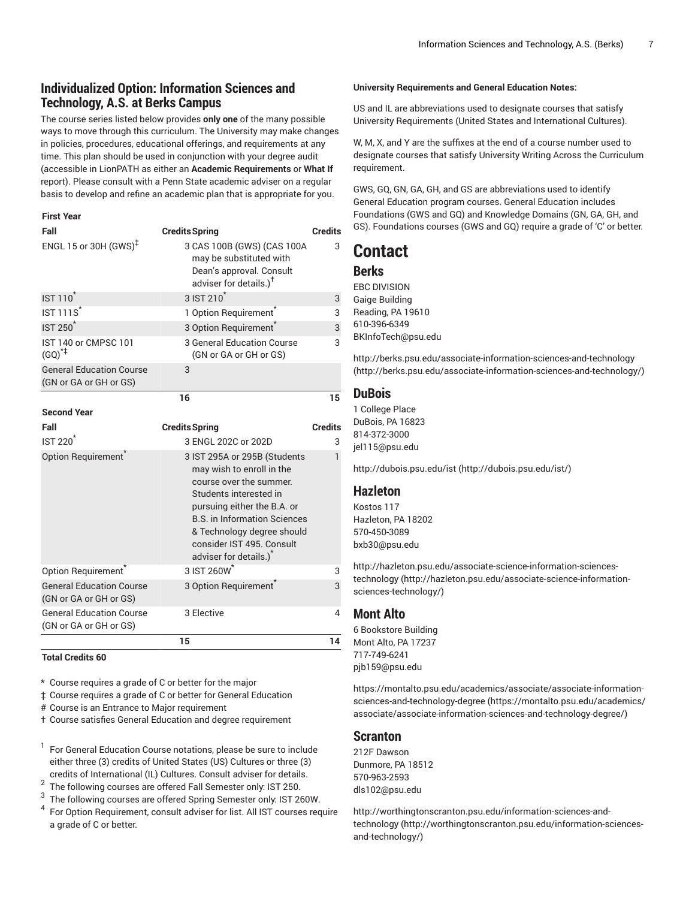## Individualized Option: Information Sciences and Technology, A.S. at Berks Campus

The course series listed below provides **only one** of the many possible ways to move through this curriculum. The University may make changes in policies, procedures, educational offerings, and requirements at any time. This plan should be used in conjunction with your degree audit (accessible in LionPATH as either an **Academic Requirements** or **What If** report). Please consult with a Penn State academic adviser on a regular basis to develop and refine an academic plan that is appropriate for you.

**First Year**

| Fall | Credits | Spring | Credits |
|---|---|---|---|
| ENGL 15 or 30H (GWS)‡ | 3 | CAS 100B (GWS) (CAS 100A may be substituted with Dean's approval. Consult adviser for details.)† | 3 |
| IST 110* | 3 | IST 210* | 3 |
| IST 111S* | 1 | Option Requirement* | 3 |
| IST 250* | 3 | Option Requirement* | 3 |
| IST 140 or CMPSC 101 (GQ)*‡ | 3 | General Education Course (GN or GA or GH or GS) | 3 |
| General Education Course (GN or GA or GH or GS) | 3 | | |
| | 16 | | 15 |

**Second Year**

| Fall | Credits | Spring | Credits |
|---|---|---|---|
| IST 220* | 3 | ENGL 202C or 202D | 3 |
| Option Requirement* | 3 | IST 295A or 295B (Students may wish to enroll in the course over the summer. Students interested in pursuing either the B.A. or B.S. in Information Sciences & Technology degree should consider IST 495. Consult adviser for details.)* | 1 |
| Option Requirement* | 3 | IST 260W* | 3 |
| General Education Course (GN or GA or GH or GS) | 3 | Option Requirement* | 3 |
| General Education Course (GN or GA or GH or GS) | 3 | Elective | 4 |
| | 15 | | 14 |

**Total Credits 60**

\* Course requires a grade of C or better for the major

‡ Course requires a grade of C or better for General Education

\# Course is an Entrance to Major requirement

† Course satisfies General Education and degree requirement

1. For General Education Course notations, please be sure to include either three (3) credits of United States (US) Cultures or three (3) credits of International (IL) Cultures. Consult adviser for details.
2. The following courses are offered Fall Semester only: IST 250.
3. The following courses are offered Spring Semester only: IST 260W.
4. For Option Requirement, consult adviser for list. All IST courses require a grade of C or better.

**University Requirements and General Education Notes:**

US and IL are abbreviations used to designate courses that satisfy University Requirements (United States and International Cultures).

W, M, X, and Y are the suffixes at the end of a course number used to designate courses that satisfy University Writing Across the Curriculum requirement.

GWS, GQ, GN, GA, GH, and GS are abbreviations used to identify General Education program courses. General Education includes Foundations (GWS and GQ) and Knowledge Domains (GN, GA, GH, and GS). Foundations courses (GWS and GQ) require a grade of 'C' or better.

# Contact

## Berks

EBC DIVISION
Gaige Building
Reading, PA 19610
610-396-6349
BKInfoTech@psu.edu

http://berks.psu.edu/associate-information-sciences-and-technology (http://berks.psu.edu/associate-information-sciences-and-technology/)

## DuBois

1 College Place
DuBois, PA 16823
814-372-3000
jel115@psu.edu

http://dubois.psu.edu/ist (http://dubois.psu.edu/ist/)

## Hazleton

Kostos 117
Hazleton, PA 18202
570-450-3089
bxb30@psu.edu

http://hazleton.psu.edu/associate-science-information-sciences-technology (http://hazleton.psu.edu/associate-science-information-sciences-technology/)

## Mont Alto

6 Bookstore Building
Mont Alto, PA 17237
717-749-6241
pjb159@psu.edu

https://montalto.psu.edu/academics/associate/associate-information-sciences-and-technology-degree (https://montalto.psu.edu/academics/associate/associate-information-sciences-and-technology-degree/)

## Scranton

212F Dawson
Dunmore, PA 18512
570-963-2593
dls102@psu.edu

http://worthingtonscranton.psu.edu/information-sciences-and-technology (http://worthingtonscranton.psu.edu/information-sciences-and-technology/)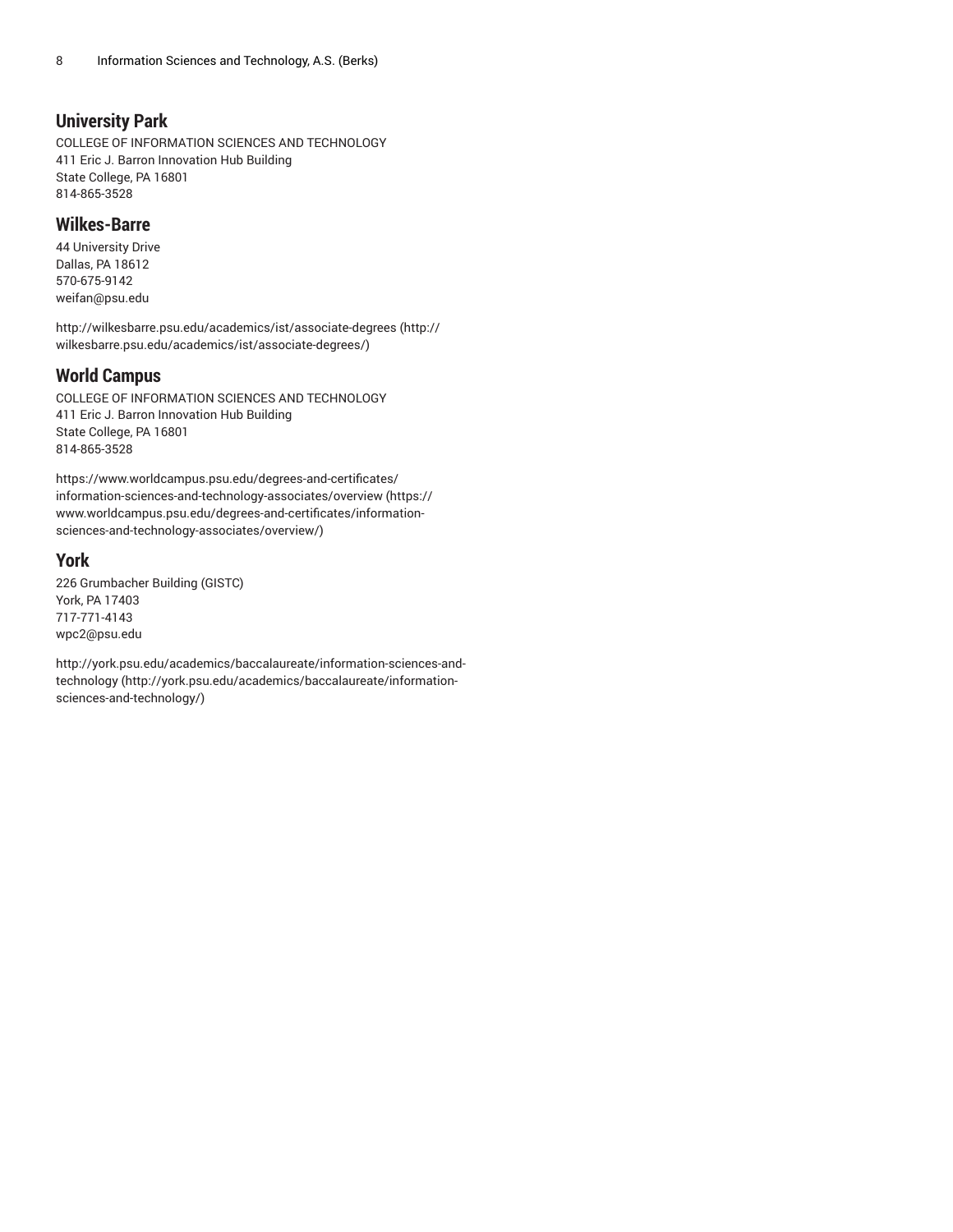## University Park

COLLEGE OF INFORMATION SCIENCES AND TECHNOLOGY
411 Eric J. Barron Innovation Hub Building
State College, PA 16801
814-865-3528

## Wilkes-Barre

44 University Drive
Dallas, PA 18612
570-675-9142
weifan@psu.edu

http://wilkesbarre.psu.edu/academics/ist/associate-degrees (http://wilkesbarre.psu.edu/academics/ist/associate-degrees/)

## World Campus

COLLEGE OF INFORMATION SCIENCES AND TECHNOLOGY
411 Eric J. Barron Innovation Hub Building
State College, PA 16801
814-865-3528

https://www.worldcampus.psu.edu/degrees-and-certificates/information-sciences-and-technology-associates/overview (https://www.worldcampus.psu.edu/degrees-and-certificates/information-sciences-and-technology-associates/overview/)

## York

226 Grumbacher Building (GISTC)
York, PA 17403
717-771-4143
wpc2@psu.edu

http://york.psu.edu/academics/baccalaureate/information-sciences-and-technology (http://york.psu.edu/academics/baccalaureate/information-sciences-and-technology/)